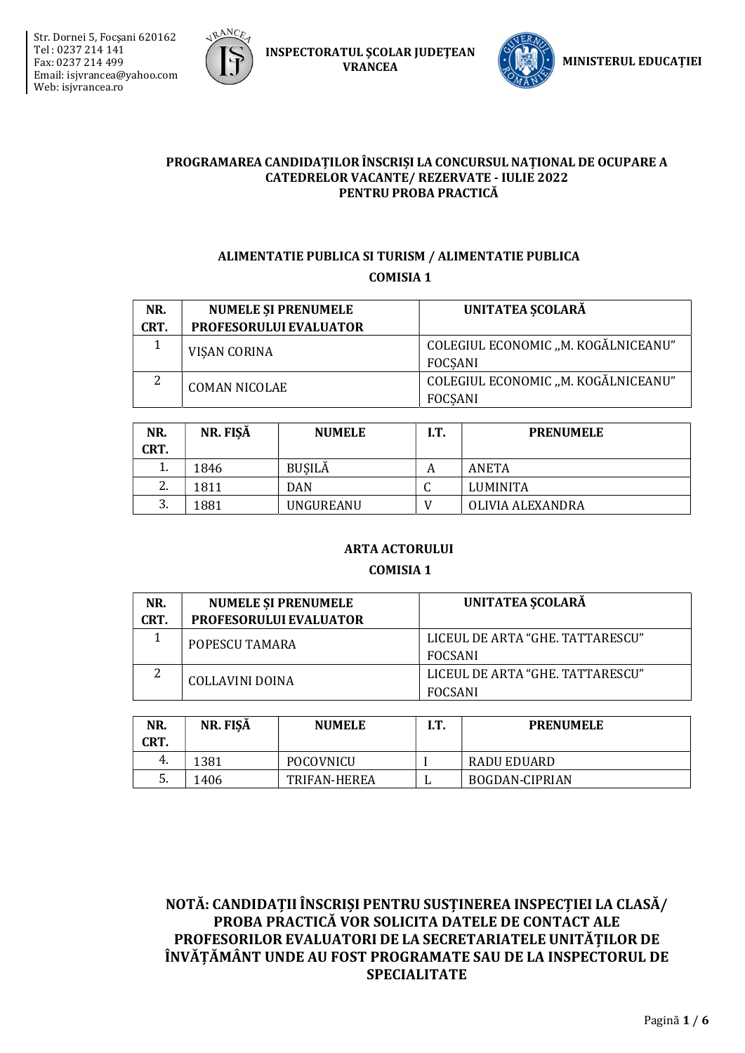Str. Dornei 5, Focșani 620162
Tel : 0237 214 141
Fax: 0237 214 499
Email: isjvrancea@yahoo.com
Web: isjvrancea.ro

**INSPECTORATUL ȘCOLAR JUDEȚEAN VRANCEA**

**MINISTERUL EDUCAȚIEI**

## PROGRAMAREA CANDIDAȚILOR ÎNSCRIȘI LA CONCURSUL NAȚIONAL DE OCUPARE A CATEDRELOR VACANTE/ REZERVATE - IULIE 2022 PENTRU PROBA PRACTICĂ

### ALIMENTATIE PUBLICA SI TURISM / ALIMENTATIE PUBLICA

**COMISIA 1**

| NR. CRT. | NUMELE ȘI PRENUMELE PROFESORULUI EVALUATOR | UNITATEA ȘCOLARĂ |
|---|---|---|
| 1 | VIȘAN CORINA | COLEGIUL ECONOMIC „M. KOGĂLNICEANU" FOCȘANI |
| 2 | COMAN NICOLAE | COLEGIUL ECONOMIC „M. KOGĂLNICEANU" FOCȘANI |

| NR. CRT. | NR. FIȘĂ | NUMELE | I.T. | PRENUMELE |
|---|---|---|---|---|
| 1. | 1846 | BUȘILĂ | A | ANETA |
| 2. | 1811 | DAN | C | LUMINITA |
| 3. | 1881 | UNGUREANU | V | OLIVIA ALEXANDRA |

### ARTA ACTORULUI

**COMISIA 1**

| NR. CRT. | NUMELE ȘI PRENUMELE PROFESORULUI EVALUATOR | UNITATEA ȘCOLARĂ |
|---|---|---|
| 1 | POPESCU TAMARA | LICEUL DE ARTA "GHE. TATTARESCU" FOCSANI |
| 2 | COLLAVINI DOINA | LICEUL DE ARTA "GHE. TATTARESCU" FOCSANI |

| NR. CRT. | NR. FIȘĂ | NUMELE | I.T. | PRENUMELE |
|---|---|---|---|---|
| 4. | 1381 | POCOVNICU | I | RADU EDUARD |
| 5. | 1406 | TRIFAN-HEREA | L | BOGDAN-CIPRIAN |

**NOTĂ: CANDIDAȚII ÎNSCRIȘI PENTRU SUSȚINEREA INSPECȚIEI LA CLASĂ/ PROBA PRACTICĂ VOR SOLICITA DATELE DE CONTACT ALE PROFESORILOR EVALUATORI DE LA SECRETARIATELE UNITĂȚILOR DE ÎNVĂȚĂMÂNT UNDE AU FOST PROGRAMATE SAU DE LA INSPECTORUL DE SPECIALITATE**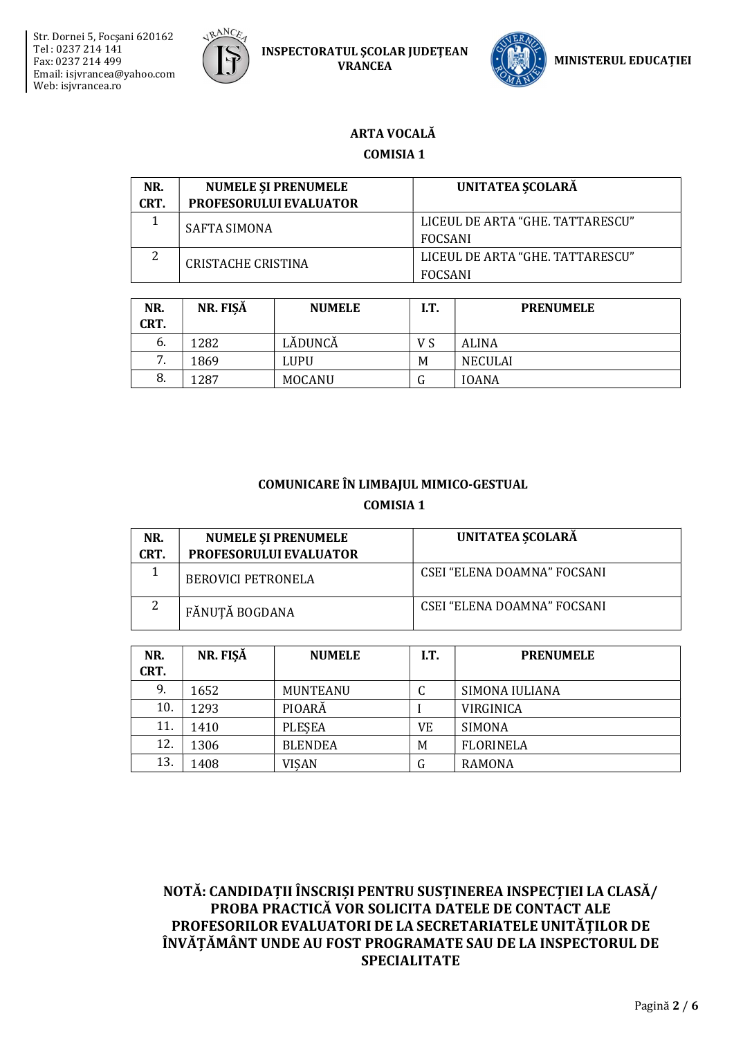## ARTA VOCALĂ

### COMISIA 1

| NR. CRT. | NUMELE ȘI PRENUMELE PROFESORULUI EVALUATOR | UNITATEA ȘCOLARĂ |
|---|---|---|
| 1 | SAFTA SIMONA | LICEUL DE ARTA "GHE. TATTARESCU" FOCSANI |
| 2 | CRISTACHE CRISTINA | LICEUL DE ARTA "GHE. TATTARESCU" FOCSANI |

| NR. CRT. | NR. FIȘĂ | NUMELE | I.T. | PRENUMELE |
|---|---|---|---|---|
| 6. | 1282 | LĂDUNCĂ | V S | ALINA |
| 7. | 1869 | LUPU | M | NECULAI |
| 8. | 1287 | MOCANU | G | IOANA |

## COMUNICARE ÎN LIMBAJUL MIMICO-GESTUAL

### COMISIA 1

| NR. CRT. | NUMELE ȘI PRENUMELE PROFESORULUI EVALUATOR | UNITATEA ȘCOLARĂ |
|---|---|---|
| 1 | BEROVICI PETRONELA | CSEI "ELENA DOAMNA" FOCSANI |
| 2 | FĂNUȚĂ BOGDANA | CSEI "ELENA DOAMNA" FOCSANI |

| NR. CRT. | NR. FIȘĂ | NUMELE | I.T. | PRENUMELE |
|---|---|---|---|---|
| 9. | 1652 | MUNTEANU | C | SIMONA IULIANA |
| 10. | 1293 | PIOARĂ | I | VIRGINICA |
| 11. | 1410 | PLEȘEA | VE | SIMONA |
| 12. | 1306 | BLENDEA | M | FLORINELA |
| 13. | 1408 | VIȘAN | G | RAMONA |

**NOTĂ: CANDIDAȚII ÎNSCRIȘI PENTRU SUSȚINEREA INSPECȚIEI LA CLASĂ/ PROBA PRACTICĂ VOR SOLICITA DATELE DE CONTACT ALE PROFESORILOR EVALUATORI DE LA SECRETARIATELE UNITĂȚILOR DE ÎNVĂȚĂMÂNT UNDE AU FOST PROGRAMATE SAU DE LA INSPECTORUL DE SPECIALITATE**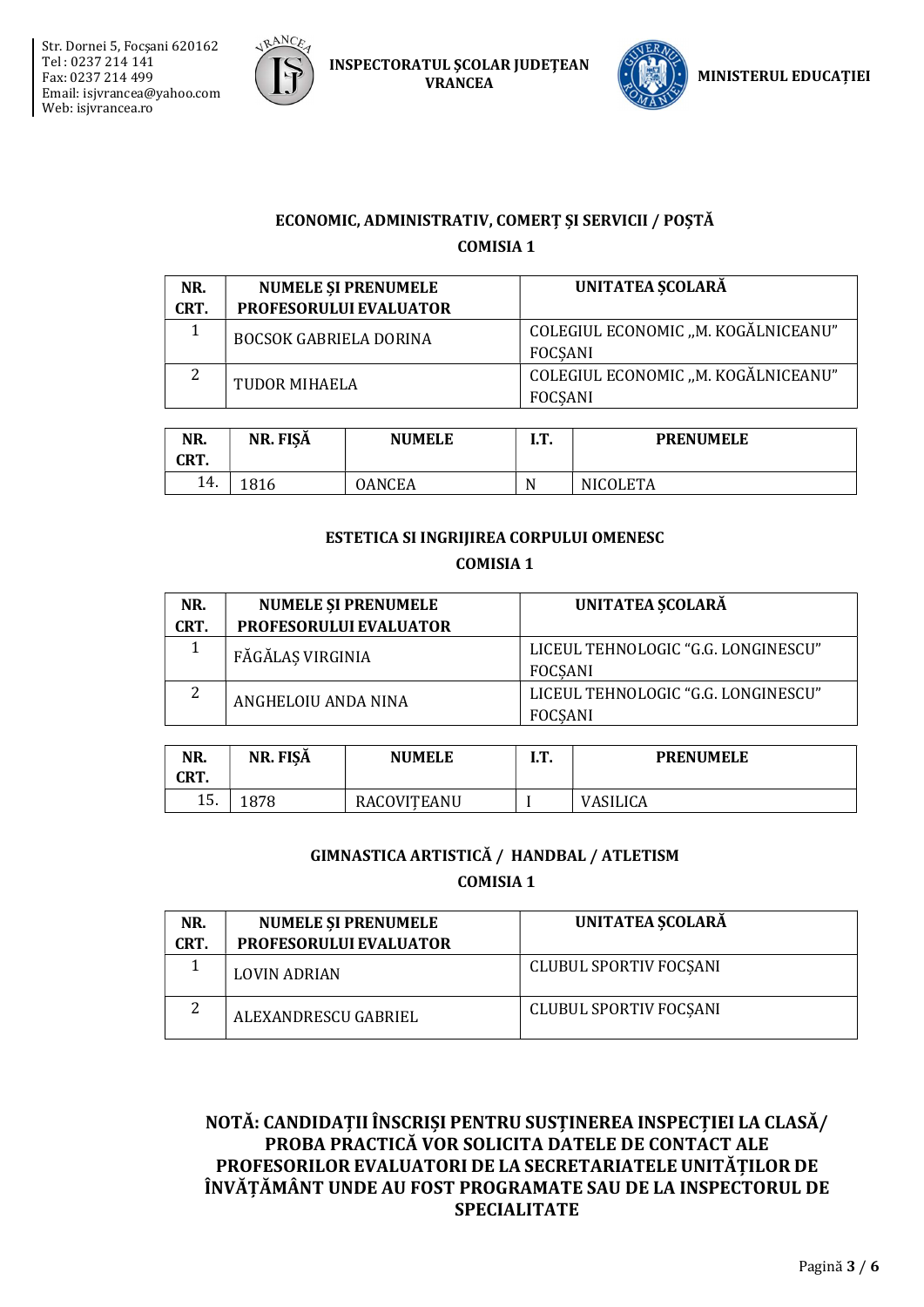## ECONOMIC, ADMINISTRATIV, COMERȚ ȘI SERVICII / POȘTĂ

### COMISIA 1

| NR. CRT. | NUMELE ȘI PRENUMELE PROFESORULUI EVALUATOR | UNITATEA ȘCOLARĂ |
|---|---|---|
| 1 | BOCSOK GABRIELA DORINA | COLEGIUL ECONOMIC „M. KOGĂLNICEANU” FOCȘANI |
| 2 | TUDOR MIHAELA | COLEGIUL ECONOMIC „M. KOGĂLNICEANU” FOCȘANI |

| NR. CRT. | NR. FIȘĂ | NUMELE | I.T. | PRENUMELE |
|---|---|---|---|---|
| 14. | 1816 | OANCEA | N | NICOLETA |

## ESTETICA SI INGRIJIREA CORPULUI OMENESC

### COMISIA 1

| NR. CRT. | NUMELE ȘI PRENUMELE PROFESORULUI EVALUATOR | UNITATEA ȘCOLARĂ |
|---|---|---|
| 1 | FĂGĂLAȘ VIRGINIA | LICEUL TEHNOLOGIC “G.G. LONGINESCU” FOCȘANI |
| 2 | ANGHELOIU ANDA NINA | LICEUL TEHNOLOGIC “G.G. LONGINESCU” FOCȘANI |

| NR. CRT. | NR. FIȘĂ | NUMELE | I.T. | PRENUMELE |
|---|---|---|---|---|
| 15. | 1878 | RACOVIȚEANU | I | VASILICA |

## GIMNASTICA ARTISTICĂ / HANDBAL / ATLETISM

### COMISIA 1

| NR. CRT. | NUMELE ȘI PRENUMELE PROFESORULUI EVALUATOR | UNITATEA ȘCOLARĂ |
|---|---|---|
| 1 | LOVIN ADRIAN | CLUBUL SPORTIV FOCȘANI |
| 2 | ALEXANDRESCU GABRIEL | CLUBUL SPORTIV FOCȘANI |

**NOTĂ: CANDIDAȚII ÎNSCRIȘI PENTRU SUSȚINEREA INSPECȚIEI LA CLASĂ/ PROBA PRACTICĂ VOR SOLICITA DATELE DE CONTACT ALE PROFESORILOR EVALUATORI DE LA SECRETARIATELE UNITĂȚILOR DE ÎNVĂȚĂMÂNT UNDE AU FOST PROGRAMATE SAU DE LA INSPECTORUL DE SPECIALITATE**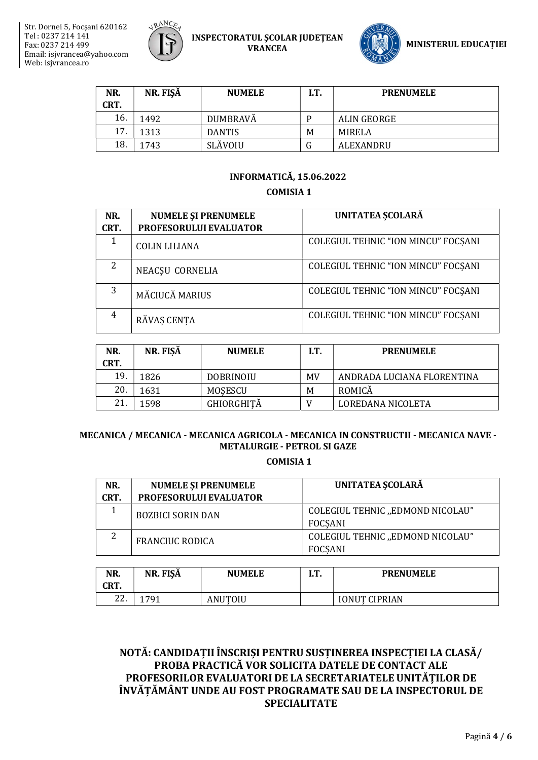| NR. CRT. | NR. FIȘĂ | NUMELE | I.T. | PRENUMELE |
|---|---|---|---|---|
| 16. | 1492 | DUMBRAVĂ | P | ALIN GEORGE |
| 17. | 1313 | DANTIS | M | MIRELA |
| 18. | 1743 | SLĂVOIU | G | ALEXANDRU |

**INFORMATICĂ, 15.06.2022**

**COMISIA 1**

| NR. CRT. | NUMELE ȘI PRENUMELE PROFESORULUI EVALUATOR | UNITATEA ȘCOLARĂ |
|---|---|---|
| 1 | COLIN LILIANA | COLEGIUL TEHNIC "ION MINCU" FOCȘANI |
| 2 | NEACȘU CORNELIA | COLEGIUL TEHNIC "ION MINCU" FOCȘANI |
| 3 | MĂCIUCĂ MARIUS | COLEGIUL TEHNIC "ION MINCU" FOCȘANI |
| 4 | RĂVAȘ CENȚA | COLEGIUL TEHNIC "ION MINCU" FOCȘANI |

| NR. CRT. | NR. FIȘĂ | NUMELE | I.T. | PRENUMELE |
|---|---|---|---|---|
| 19. | 1826 | DOBRINOIU | MV | ANDRADA LUCIANA FLORENTINA |
| 20. | 1631 | MOȘESCU | M | ROMICĂ |
| 21. | 1598 | GHIORGHIȚĂ | V | LOREDANA NICOLETA |

**MECANICA / MECANICA - MECANICA AGRICOLA - MECANICA IN CONSTRUCTII - MECANICA NAVE - METALURGIE - PETROL SI GAZE**

**COMISIA 1**

| NR. CRT. | NUMELE ȘI PRENUMELE PROFESORULUI EVALUATOR | UNITATEA ȘCOLARĂ |
|---|---|---|
| 1 | BOZBICI SORIN DAN | COLEGIUL TEHNIC „EDMOND NICOLAU" FOCȘANI |
| 2 | FRANCIUC RODICA | COLEGIUL TEHNIC „EDMOND NICOLAU" FOCȘANI |

| NR. CRT. | NR. FIȘĂ | NUMELE | I.T. | PRENUMELE |
|---|---|---|---|---|
| 22. | 1791 | ANUȚOIU | | IONUȚ CIPRIAN |

**NOTĂ: CANDIDAȚII ÎNSCRIȘI PENTRU SUSȚINEREA INSPECȚIEI LA CLASĂ/ PROBA PRACTICĂ VOR SOLICITA DATELE DE CONTACT ALE PROFESORILOR EVALUATORI DE LA SECRETARIATELE UNITĂȚILOR DE ÎNVĂȚĂMÂNT UNDE AU FOST PROGRAMATE SAU DE LA INSPECTORUL DE SPECIALITATE**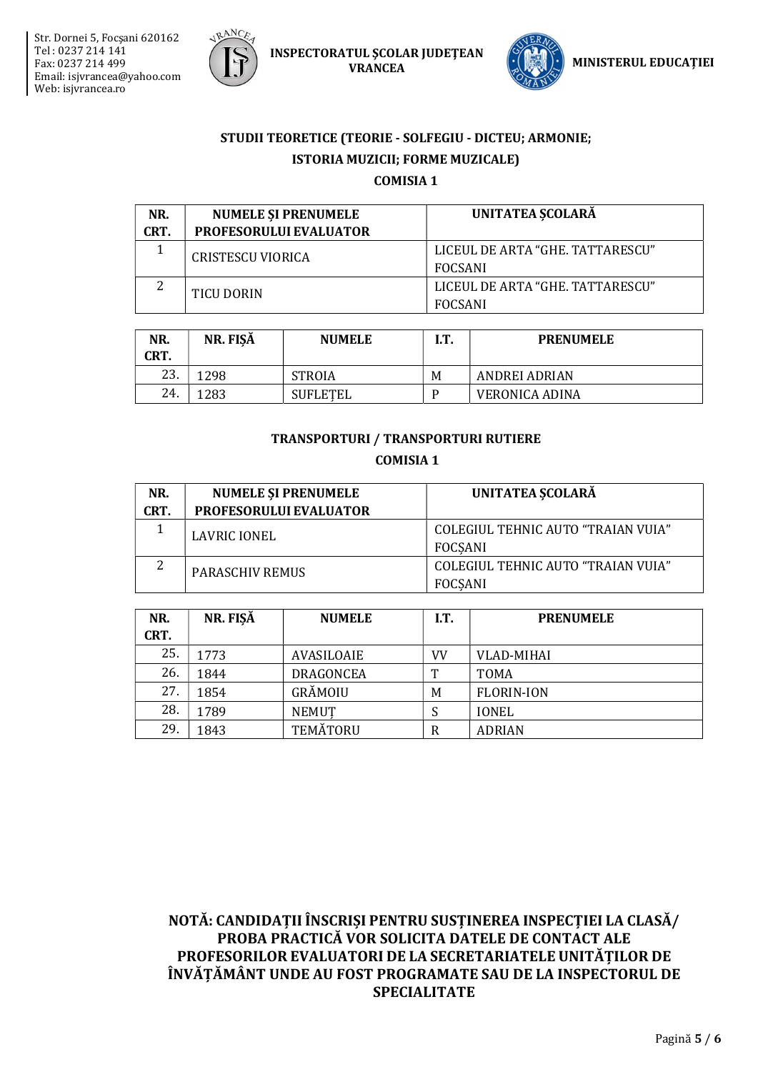## STUDII TEORETICE (TEORIE - SOLFEGIU - DICTEU; ARMONIE; ISTORIA MUZICII; FORME MUZICALE)

### COMISIA 1

| NR. CRT. | NUMELE ȘI PRENUMELE PROFESORULUI EVALUATOR | UNITATEA ȘCOLARĂ |
|---|---|---|
| 1 | CRISTESCU VIORICA | LICEUL DE ARTA "GHE. TATTARESCU" FOCSANI |
| 2 | TICU DORIN | LICEUL DE ARTA "GHE. TATTARESCU" FOCSANI |

| NR. CRT. | NR. FIȘĂ | NUMELE | I.T. | PRENUMELE |
|---|---|---|---|---|
| 23. | 1298 | STROIA | M | ANDREI ADRIAN |
| 24. | 1283 | SUFLEȚEL | P | VERONICA ADINA |

## TRANSPORTURI / TRANSPORTURI RUTIERE

### COMISIA 1

| NR. CRT. | NUMELE ȘI PRENUMELE PROFESORULUI EVALUATOR | UNITATEA ȘCOLARĂ |
|---|---|---|
| 1 | LAVRIC IONEL | COLEGIUL TEHNIC AUTO "TRAIAN VUIA" FOCȘANI |
| 2 | PARASCHIV REMUS | COLEGIUL TEHNIC AUTO "TRAIAN VUIA" FOCȘANI |

| NR. CRT. | NR. FIȘĂ | NUMELE | I.T. | PRENUMELE |
|---|---|---|---|---|
| 25. | 1773 | AVASILOAIE | VV | VLAD-MIHAI |
| 26. | 1844 | DRAGONCEA | T | TOMA |
| 27. | 1854 | GRĂMOIU | M | FLORIN-ION |
| 28. | 1789 | NEMUȚ | S | IONEL |
| 29. | 1843 | TEMĂTORU | R | ADRIAN |

**NOTĂ: CANDIDAȚII ÎNSCRIȘI PENTRU SUSȚINEREA INSPECȚIEI LA CLASĂ/ PROBA PRACTICĂ VOR SOLICITA DATELE DE CONTACT ALE PROFESORILOR EVALUATORI DE LA SECRETARIATELE UNITĂȚILOR DE ÎNVĂȚĂMÂNT UNDE AU FOST PROGRAMATE SAU DE LA INSPECTORUL DE SPECIALITATE**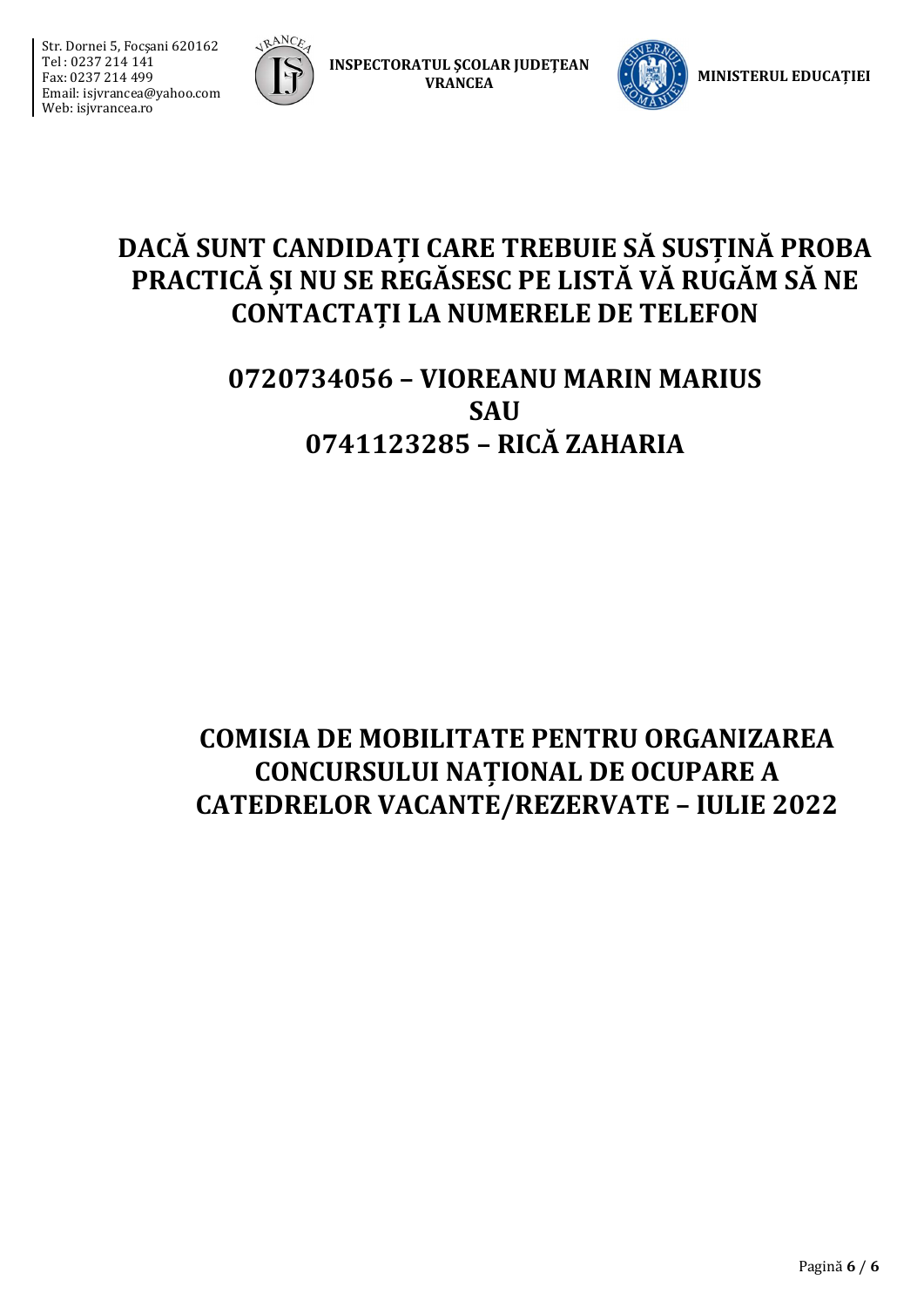# DACĂ SUNT CANDIDAȚI CARE TREBUIE SĂ SUSȚINĂ PROBA PRACTICĂ ȘI NU SE REGĂSESC PE LISTĂ VĂ RUGĂM SĂ NE CONTACTAȚI LA NUMERELE DE TELEFON

## 0720734056 – VIOREANU MARIN MARIUS
## SAU
## 0741123285 – RICĂ ZAHARIA

**COMISIA DE MOBILITATE PENTRU ORGANIZAREA CONCURSULUI NAȚIONAL DE OCUPARE A CATEDRELOR VACANTE/REZERVATE – IULIE 2022**